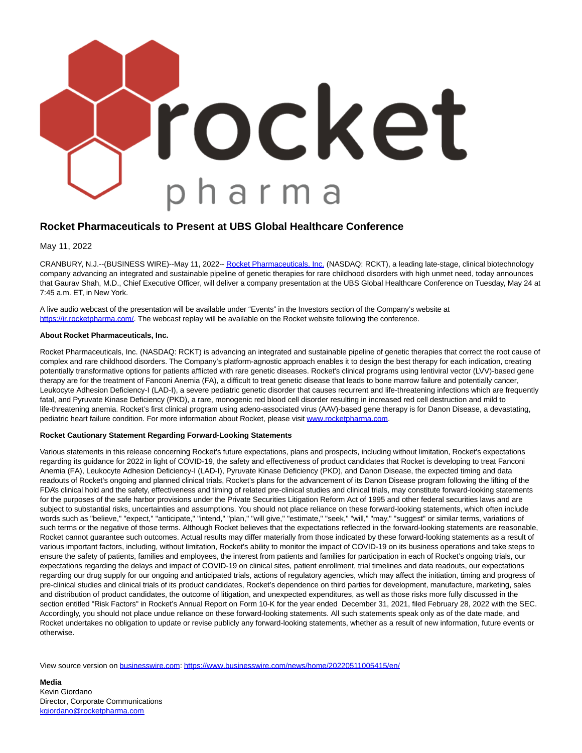# Rocket Pharmaceuticals to Present at UBS Global Healthcare Conference

May 11, 2022

CRANBURY, N.J.--(BUSINESS WIRE)--May 11, 2022-- [Rocket Pharmaceuticals, Inc.](https://www.rocketpharma.com) (NASDAQ: RCKT), a leading late-stage, clinical biotechnology company advancing an integrated and sustainable pipeline of genetic therapies for rare childhood disorders with high unmet need, today announces that Gaurav Shah, M.D., Chief Executive Officer, will deliver a company presentation at the UBS Global Healthcare Conference on Tuesday, May 24 at 7:45 a.m. ET, in New York.

A live audio webcast of the presentation will be available under "Events" in the Investors section of the Company's website at https://ir.rocketpharma.com/. The webcast replay will be available on the Rocket website following the conference.

**About Rocket Pharmaceuticals, Inc.**

Rocket Pharmaceuticals, Inc. (NASDAQ: RCKT) is advancing an integrated and sustainable pipeline of genetic therapies that correct the root cause of complex and rare childhood disorders. The Company's platform-agnostic approach enables it to design the best therapy for each indication, creating potentially transformative options for patients afflicted with rare genetic diseases. Rocket's clinical programs using lentiviral vector (LVV)-based gene therapy are for the treatment of Fanconi Anemia (FA), a difficult to treat genetic disease that leads to bone marrow failure and potentially cancer, Leukocyte Adhesion Deficiency-I (LAD-I), a severe pediatric genetic disorder that causes recurrent and life-threatening infections which are frequently fatal, and Pyruvate Kinase Deficiency (PKD), a rare, monogenic red blood cell disorder resulting in increased red cell destruction and mild to life-threatening anemia. Rocket's first clinical program using adeno-associated virus (AAV)-based gene therapy is for Danon Disease, a devastating, pediatric heart failure condition. For more information about Rocket, please visit www.rocketpharma.com.

**Rocket Cautionary Statement Regarding Forward-Looking Statements**

Various statements in this release concerning Rocket's future expectations, plans and prospects, including without limitation, Rocket's expectations regarding its guidance for 2022 in light of COVID-19, the safety and effectiveness of product candidates that Rocket is developing to treat Fanconi Anemia (FA), Leukocyte Adhesion Deficiency-I (LAD-I), Pyruvate Kinase Deficiency (PKD), and Danon Disease, the expected timing and data readouts of Rocket's ongoing and planned clinical trials, Rocket's plans for the advancement of its Danon Disease program following the lifting of the FDA's clinical hold and the safety, effectiveness and timing of related pre-clinical studies and clinical trials, may constitute forward-looking statements for the purposes of the safe harbor provisions under the Private Securities Litigation Reform Act of 1995 and other federal securities laws and are subject to substantial risks, uncertainties and assumptions. You should not place reliance on these forward-looking statements, which often include words such as "believe," "expect," "anticipate," "intend," "plan," "will give," "estimate," "seek," "will," "may," "suggest" or similar terms, variations of such terms or the negative of those terms. Although Rocket believes that the expectations reflected in the forward-looking statements are reasonable, Rocket cannot guarantee such outcomes. Actual results may differ materially from those indicated by these forward-looking statements as a result of various important factors, including, without limitation, Rocket's ability to monitor the impact of COVID-19 on its business operations and take steps to ensure the safety of patients, families and employees, the interest from patients and families for participation in each of Rocket's ongoing trials, our expectations regarding the delays and impact of COVID-19 on clinical sites, patient enrollment, trial timelines and data readouts, our expectations regarding our drug supply for our ongoing and anticipated trials, actions of regulatory agencies, which may affect the initiation, timing and progress of pre-clinical studies and clinical trials of its product candidates, Rocket's dependence on third parties for development, manufacture, marketing, sales and distribution of product candidates, the outcome of litigation, and unexpected expenditures, as well as those risks more fully discussed in the section entitled "Risk Factors" in Rocket's Annual Report on Form 10-K for the year ended December 31, 2021, filed February 28, 2022 with the SEC. Accordingly, you should not place undue reliance on these forward-looking statements. All such statements speak only as of the date made, and Rocket undertakes no obligation to update or revise publicly any forward-looking statements, whether as a result of new information, future events or otherwise.

View source version on businesswire.com: https://www.businesswire.com/news/home/20220511005415/en/

**Media**
Kevin Giordano
Director, Corporate Communications
kgiordano@rocketpharma.com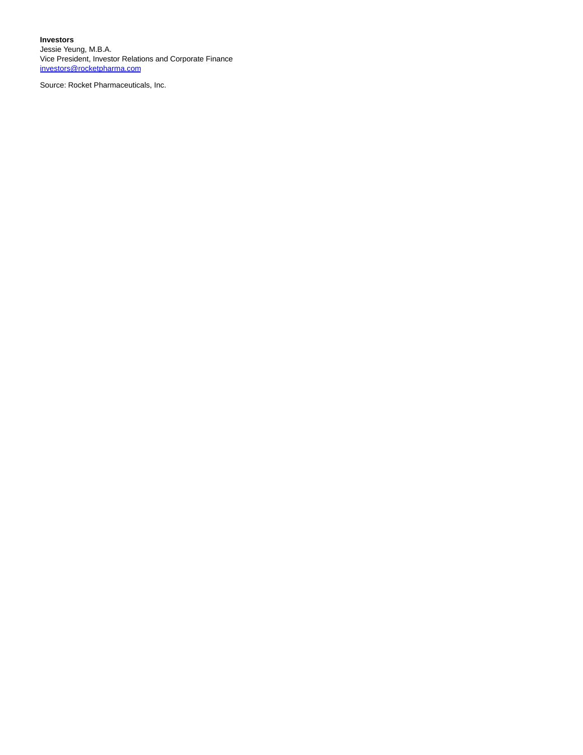**Investors**
Jessie Yeung, M.B.A.
Vice President, Investor Relations and Corporate Finance
investors@rocketpharma.com

Source: Rocket Pharmaceuticals, Inc.